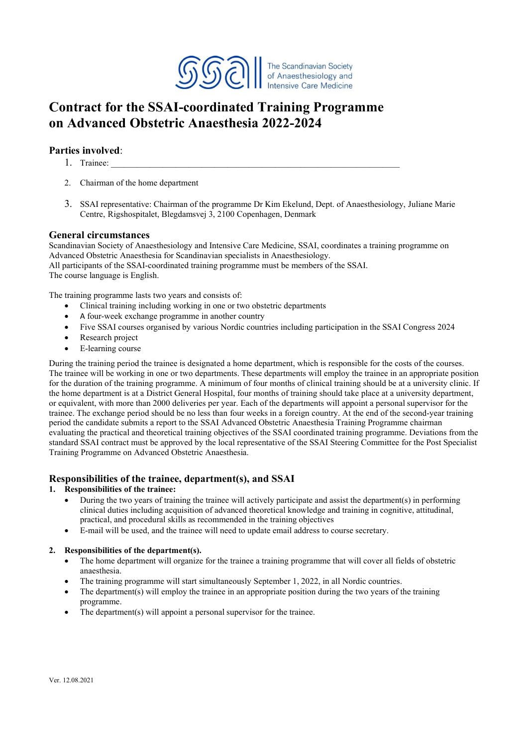The Scandinavian Society of Anaesthesiology and Intensive Care Medicine

# Contract for the SSAI-coordinated Training Programme on Advanced Obstetric Anaesthesia 2022-2024

## Parties involved:

1. Trainee: ___________________________________________________________________
2. Chairman of the home department
3. SSAI representative: Chairman of the programme Dr Kim Ekelund, Dept. of Anaesthesiology, Juliane Marie Centre, Rigshospitalet, Blegdamsvej 3, 2100 Copenhagen, Denmark

## General circumstances

Scandinavian Society of Anaesthesiology and Intensive Care Medicine, SSAI, coordinates a training programme on Advanced Obstetric Anaesthesia for Scandinavian specialists in Anaesthesiology.
All participants of the SSAI-coordinated training programme must be members of the SSAI.
The course language is English.

The training programme lasts two years and consists of:

- Clinical training including working in one or two obstetric departments
- A four-week exchange programme in another country
- Five SSAI courses organised by various Nordic countries including participation in the SSAI Congress 2024
- Research project
- E-learning course

During the training period the trainee is designated a home department, which is responsible for the costs of the courses. The trainee will be working in one or two departments. These departments will employ the trainee in an appropriate position for the duration of the training programme. A minimum of four months of clinical training should be at a university clinic. If the home department is at a District General Hospital, four months of training should take place at a university department, or equivalent, with more than 2000 deliveries per year. Each of the departments will appoint a personal supervisor for the trainee. The exchange period should be no less than four weeks in a foreign country. At the end of the second-year training period the candidate submits a report to the SSAI Advanced Obstetric Anaesthesia Training Programme chairman evaluating the practical and theoretical training objectives of the SSAI coordinated training programme. Deviations from the standard SSAI contract must be approved by the local representative of the SSAI Steering Committee for the Post Specialist Training Programme on Advanced Obstetric Anaesthesia.

## Responsibilities of the trainee, department(s), and SSAI

### 1. Responsibilities of the trainee:

- During the two years of training the trainee will actively participate and assist the department(s) in performing clinical duties including acquisition of advanced theoretical knowledge and training in cognitive, attitudinal, practical, and procedural skills as recommended in the training objectives
- E-mail will be used, and the trainee will need to update email address to course secretary.

### 2. Responsibilities of the department(s).

- The home department will organize for the trainee a training programme that will cover all fields of obstetric anaesthesia.
- The training programme will start simultaneously September 1, 2022, in all Nordic countries.
- The department(s) will employ the trainee in an appropriate position during the two years of the training programme.
- The department(s) will appoint a personal supervisor for the trainee.

Ver. 12.08.2021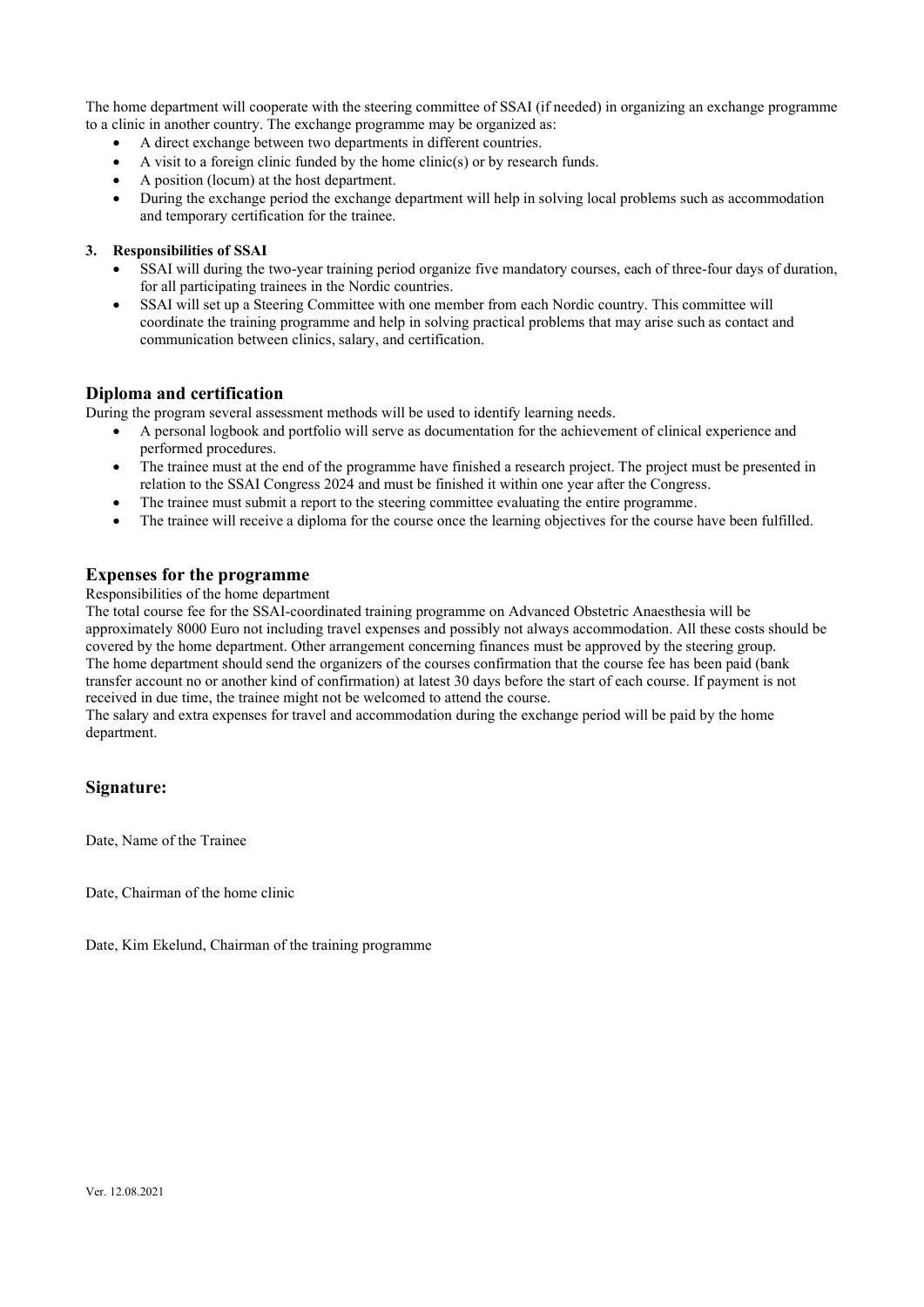The home department will cooperate with the steering committee of SSAI (if needed) in organizing an exchange programme to a clinic in another country. The exchange programme may be organized as:

- A direct exchange between two departments in different countries.
- A visit to a foreign clinic funded by the home clinic(s) or by research funds.
- A position (locum) at the host department.
- During the exchange period the exchange department will help in solving local problems such as accommodation and temporary certification for the trainee.

**3. Responsibilities of SSAI**

- SSAI will during the two-year training period organize five mandatory courses, each of three-four days of duration, for all participating trainees in the Nordic countries.
- SSAI will set up a Steering Committee with one member from each Nordic country. This committee will coordinate the training programme and help in solving practical problems that may arise such as contact and communication between clinics, salary, and certification.

## Diploma and certification

During the program several assessment methods will be used to identify learning needs.

- A personal logbook and portfolio will serve as documentation for the achievement of clinical experience and performed procedures.
- The trainee must at the end of the programme have finished a research project. The project must be presented in relation to the SSAI Congress 2024 and must be finished it within one year after the Congress.
- The trainee must submit a report to the steering committee evaluating the entire programme.
- The trainee will receive a diploma for the course once the learning objectives for the course have been fulfilled.

## Expenses for the programme

Responsibilities of the home department

The total course fee for the SSAI-coordinated training programme on Advanced Obstetric Anaesthesia will be approximately 8000 Euro not including travel expenses and possibly not always accommodation. All these costs should be covered by the home department. Other arrangement concerning finances must be approved by the steering group. The home department should send the organizers of the courses confirmation that the course fee has been paid (bank transfer account no or another kind of confirmation) at latest 30 days before the start of each course. If payment is not received in due time, the trainee might not be welcomed to attend the course.

The salary and extra expenses for travel and accommodation during the exchange period will be paid by the home department.

## Signature:

Date, Name of the Trainee

Date, Chairman of the home clinic

Date, Kim Ekelund, Chairman of the training programme

Ver. 12.08.2021